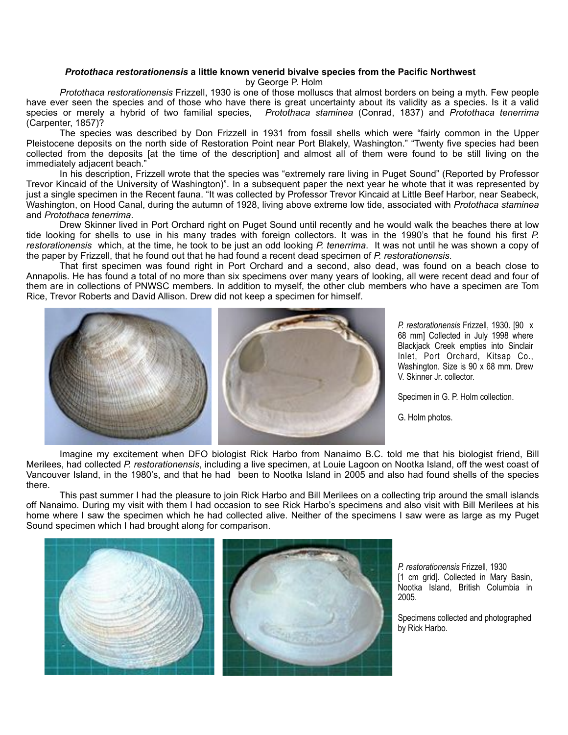## *Protothaca restorationensis* a little known venerid bivalve species from the Pacific Northwest

by George P. Holm

*Protothaca restorationensis* Frizzell, 1930 is one of those molluscs that almost borders on being a myth. Few people have ever seen the species and of those who have there is great uncertainty about its validity as a species. Is it a valid species or merely a hybrid of two familial species, *Protothaca staminea* (Conrad, 1837) and *Protothaca tenerrima* (Carpenter, 1857)?

The species was described by Don Frizzell in 1931 from fossil shells which were "fairly common in the Upper Pleistocene deposits on the north side of Restoration Point near Port Blakely, Washington." "Twenty five species had been collected from the deposits [at the time of the description] and almost all of them were found to be still living on the immediately adjacent beach."

In his description, Frizzell wrote that the species was "extremely rare living in Puget Sound" (Reported by Professor Trevor Kincaid of the University of Washington)". In a subsequent paper the next year he whote that it was represented by just a single specimen in the Recent fauna. "It was collected by Professor Trevor Kincaid at Little Beef Harbor, near Seabeck, Washington, on Hood Canal, during the autumn of 1928, living above extreme low tide, associated with *Protothaca staminea* and *Protothaca tenerrima*.

Drew Skinner lived in Port Orchard right on Puget Sound until recently and he would walk the beaches there at low tide looking for shells to use in his many trades with foreign collectors. It was in the 1990's that he found his first *P. restorationensis* which, at the time, he took to be just an odd looking *P. tenerrima*. It was not until he was shown a copy of the paper by Frizzell, that he found out that he had found a recent dead specimen of *P. restorationensis*.

That first specimen was found right in Port Orchard and a second, also dead, was found on a beach close to Annapolis. He has found a total of no more than six specimens over many years of looking, all were recent dead and four of them are in collections of PNWSC members. In addition to myself, the other club members who have a specimen are Tom Rice, Trevor Roberts and David Allison. Drew did not keep a specimen for himself.

*P. restorationensis* Frizzell, 1930. [90 x 68 mm] Collected in July 1998 where Blackjack Creek empties into Sinclair Inlet, Port Orchard, Kitsap Co., Washington. Size is 90 x 68 mm. Drew V. Skinner Jr. collector.

Specimen in G. P. Holm collection.

G. Holm photos.

Imagine my excitement when DFO biologist Rick Harbo from Nanaimo B.C. told me that his biologist friend, Bill Merilees, had collected *P. restorationensis*, including a live specimen, at Louie Lagoon on Nootka Island, off the west coast of Vancouver Island, in the 1980's, and that he had been to Nootka Island in 2005 and also had found shells of the species there.

This past summer I had the pleasure to join Rick Harbo and Bill Merilees on a collecting trip around the small islands off Nanaimo. During my visit with them I had occasion to see Rick Harbo's specimens and also visit with Bill Merilees at his home where I saw the specimen which he had collected alive. Neither of the specimens I saw were as large as my Puget Sound specimen which I had brought along for comparison.

*P. restorationensis* Frizzell, 1930 [1 cm grid]. Collected in Mary Basin, Nootka Island, British Columbia in 2005.

Specimens collected and photographed by Rick Harbo.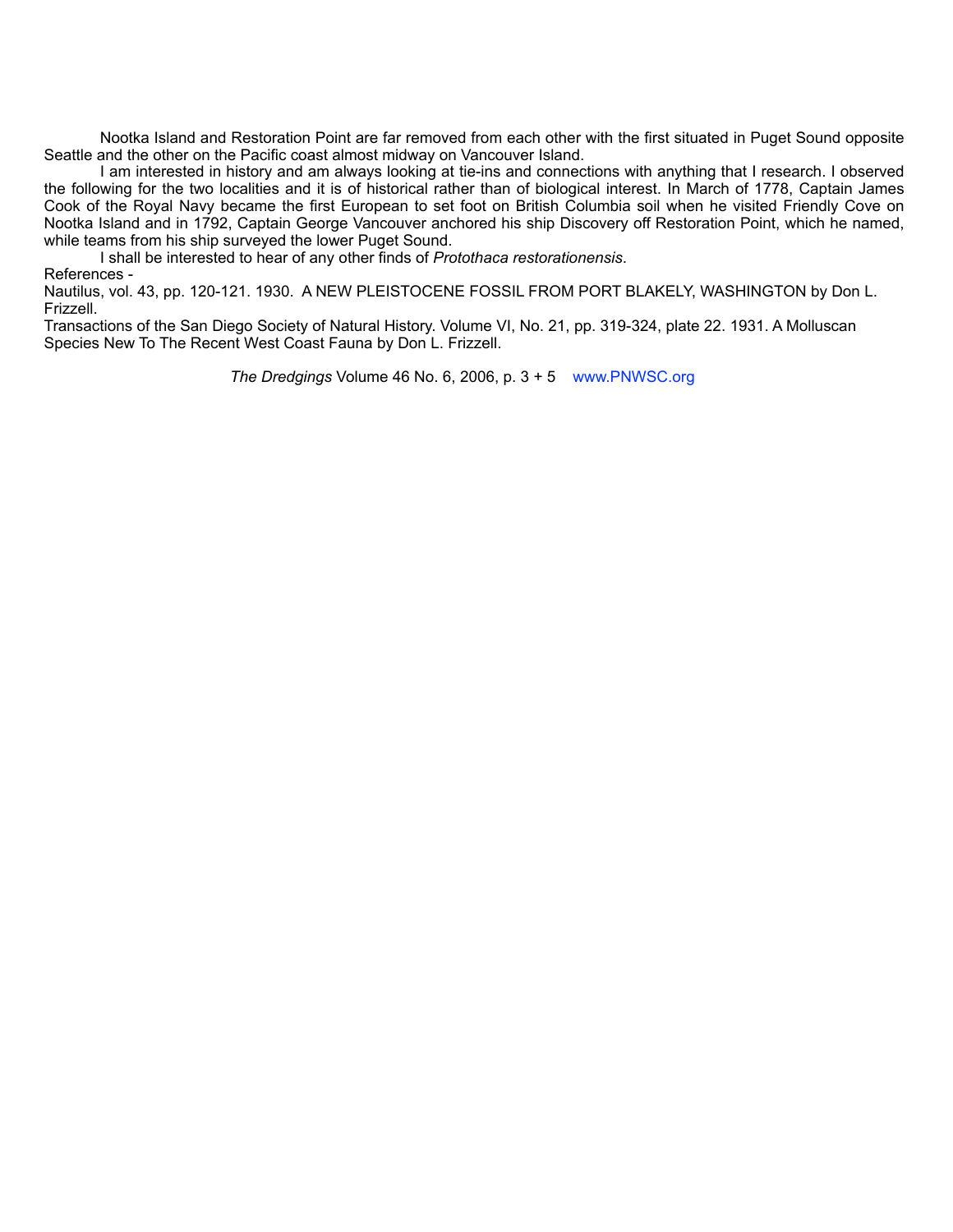Nootka Island and Restoration Point are far removed from each other with the first situated in Puget Sound opposite Seattle and the other on the Pacific coast almost midway on Vancouver Island.

I am interested in history and am always looking at tie-ins and connections with anything that I research. I observed the following for the two localities and it is of historical rather than of biological interest. In March of 1778, Captain James Cook of the Royal Navy became the first European to set foot on British Columbia soil when he visited Friendly Cove on Nootka Island and in 1792, Captain George Vancouver anchored his ship Discovery off Restoration Point, which he named, while teams from his ship surveyed the lower Puget Sound.

I shall be interested to hear of any other finds of *Protothaca restorationensis*.

References -

Nautilus, vol. 43, pp. 120-121. 1930. A NEW PLEISTOCENE FOSSIL FROM PORT BLAKELY, WASHINGTON by Don L. Frizzell.

Transactions of the San Diego Society of Natural History. Volume VI, No. 21, pp. 319-324, plate 22. 1931. A Molluscan Species New To The Recent West Coast Fauna by Don L. Frizzell.

*The Dredgings* Volume 46 No. 6, 2006, p. 3 + 5 www.PNWSC.org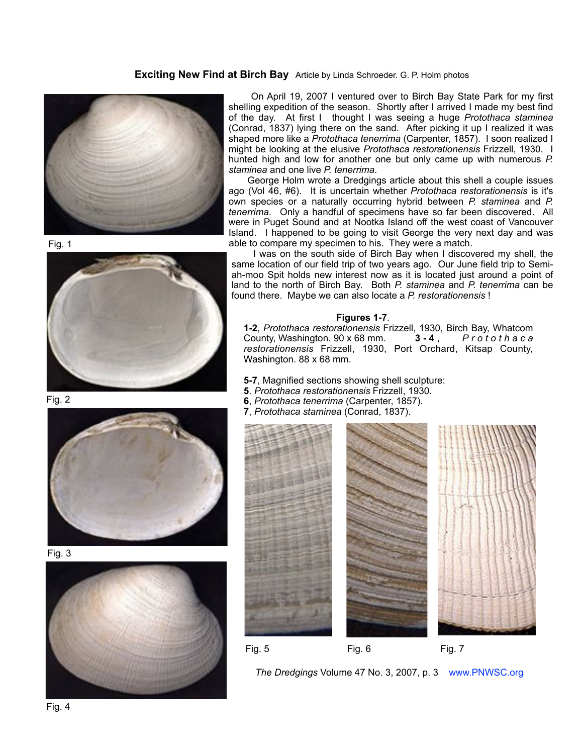## Exciting New Find at Birch Bay

Article by Linda Schroeder. G. P. Holm photos

On April 19, 2007 I ventured over to Birch Bay State Park for my first shelling expedition of the season. Shortly after I arrived I made my best find of the day. At first I thought I was seeing a huge *Protothaca staminea* (Conrad, 1837) lying there on the sand. After picking it up I realized it was shaped more like a *Protothaca tenerrima* (Carpenter, 1857). I soon realized I might be looking at the elusive *Protothaca restorationensis* Frizzell, 1930. I hunted high and low for another one but only came up with numerous *P. staminea* and one live *P. tenerrima*.

George Holm wrote a Dredgings article about this shell a couple issues ago (Vol 46, #6). It is uncertain whether *Protothaca restorationensis* is it's own species or a naturally occurring hybrid between *P. staminea* and *P. tenerrima*. Only a handful of specimens have so far been discovered. All were in Puget Sound and at Nootka Island off the west coast of Vancouver Island. I happened to be going to visit George the very next day and was able to compare my specimen to his. They were a match.

I was on the south side of Birch Bay when I discovered my shell, the same location of our field trip of two years ago. Our June field trip to Semi-ah-moo Spit holds new interest now as it is located just around a point of land to the north of Birch Bay. Both *P. staminea* and *P. tenerrima* can be found there. Maybe we can also locate a *P. restorationensis* !

Fig. 1

Fig. 2

Fig. 3

Fig. 4

**Figures 1-7**.

**1-2**, *Protothaca restorationensis* Frizzell, 1930, Birch Bay, Whatcom County, Washington. 90 x 68 mm. **3 - 4**, *Protothaca restorationensis* Frizzell, 1930, Port Orchard, Kitsap County, Washington. 88 x 68 mm.

**5-7**, Magnified sections showing shell sculpture:
**5**. *Protothaca restorationensis* Frizzell, 1930.
**6**, *Protothaca tenerrima* (Carpenter, 1857).
**7**, *Protothaca staminea* (Conrad, 1837).

Fig. 5

Fig. 6

Fig. 7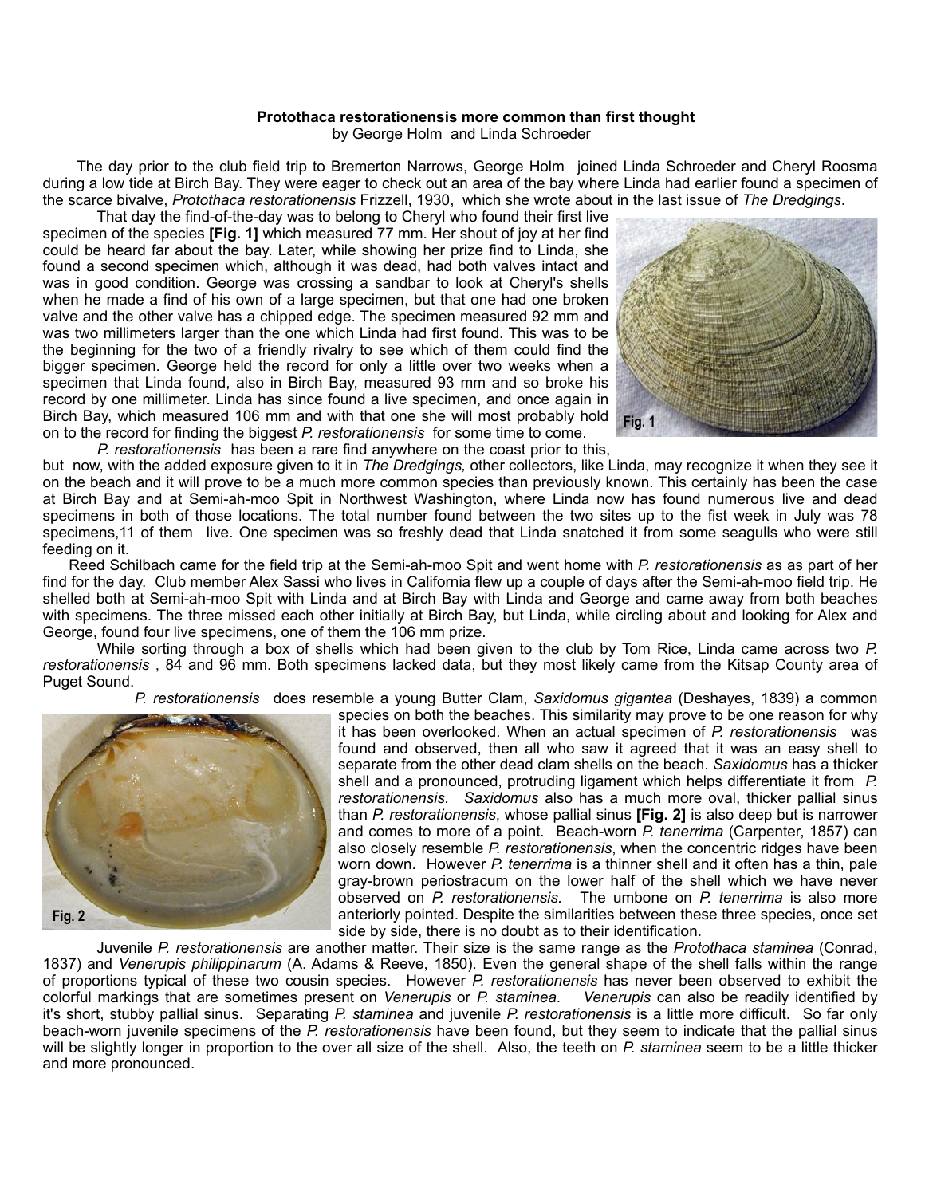**Protothaca restorationensis more common than first thought**
by George Holm and Linda Schroeder

The day prior to the club field trip to Bremerton Narrows, George Holm joined Linda Schroeder and Cheryl Roosma during a low tide at Birch Bay. They were eager to check out an area of the bay where Linda had earlier found a specimen of the scarce bivalve, *Protothaca restorationensis* Frizzell, 1930, which she wrote about in the last issue of *The Dredgings*.

That day the find-of-the-day was to belong to Cheryl who found their first live specimen of the species **[Fig. 1]** which measured 77 mm. Her shout of joy at her find could be heard far about the bay. Later, while showing her prize find to Linda, she found a second specimen which, although it was dead, had both valves intact and was in good condition. George was crossing a sandbar to look at Cheryl's shells when he made a find of his own of a large specimen, but that one had one broken valve and the other valve has a chipped edge. The specimen measured 92 mm and was two millimeters larger than the one which Linda had first found. This was to be the beginning for the two of a friendly rivalry to see which of them could find the bigger specimen. George held the record for only a little over two weeks when a specimen that Linda found, also in Birch Bay, measured 93 mm and so broke his record by one millimeter. Linda has since found a live specimen, and once again in Birch Bay, which measured 106 mm and with that one she will most probably hold on to the record for finding the biggest *P. restorationensis* for some time to come.

**Fig. 1**

*P. restorationensis* has been a rare find anywhere on the coast prior to this, but now, with the added exposure given to it in *The Dredgings,* other collectors, like Linda, may recognize it when they see it on the beach and it will prove to be a much more common species than previously known. This certainly has been the case at Birch Bay and at Semi-ah-moo Spit in Northwest Washington, where Linda now has found numerous live and dead specimens in both of those locations. The total number found between the two sites up to the fist week in July was 78 specimens,11 of them live. One specimen was so freshly dead that Linda snatched it from some seagulls who were still feeding on it.

Reed Schilbach came for the field trip at the Semi-ah-moo Spit and went home with *P. restorationensis* as as part of her find for the day. Club member Alex Sassi who lives in California flew up a couple of days after the Semi-ah-moo field trip. He shelled both at Semi-ah-moo Spit with Linda and at Birch Bay with Linda and George and came away from both beaches with specimens. The three missed each other initially at Birch Bay, but Linda, while circling about and looking for Alex and George, found four live specimens, one of them the 106 mm prize.

While sorting through a box of shells which had been given to the club by Tom Rice, Linda came across two *P. restorationensis* , 84 and 96 mm. Both specimens lacked data, but they most likely came from the Kitsap County area of Puget Sound.

*P. restorationensis* does resemble a young Butter Clam, *Saxidomus gigantea* (Deshayes, 1839) a common species on both the beaches. This similarity may prove to be one reason for why it has been overlooked. When an actual specimen of *P. restorationensis* was found and observed, then all who saw it agreed that it was an easy shell to separate from the other dead clam shells on the beach. *Saxidomus* has a thicker shell and a pronounced, protruding ligament which helps differentiate it from *P. restorationensis*. *Saxidomus* also has a much more oval, thicker pallial sinus than *P. restorationensis*, whose pallial sinus **[Fig. 2]** is also deep but is narrower and comes to more of a point. Beach-worn *P. tenerrima* (Carpenter, 1857) can also closely resemble *P. restorationensis*, when the concentric ridges have been worn down. However *P. tenerrima* is a thinner shell and it often has a thin, pale gray-brown periostracum on the lower half of the shell which we have never observed on *P. restorationensis.* The umbone on *P. tenerrima* is also more anteriorly pointed. Despite the similarities between these three species, once set side by side, there is no doubt as to their identification.

**Fig. 2**

Juvenile *P. restorationensis* are another matter. Their size is the same range as the *Protothaca staminea* (Conrad, 1837) and *Venerupis philippinarum* (A. Adams & Reeve, 1850). Even the general shape of the shell falls within the range of proportions typical of these two cousin species. However *P. restorationensis* has never been observed to exhibit the colorful markings that are sometimes present on *Venerupis* or *P. staminea*. *Venerupis* can also be readily identified by it's short, stubby pallial sinus. Separating *P. staminea* and juvenile *P. restorationensis* is a little more difficult. So far only beach-worn juvenile specimens of the *P. restorationensis* have been found, but they seem to indicate that the pallial sinus will be slightly longer in proportion to the over all size of the shell. Also, the teeth on *P. staminea* seem to be a little thicker and more pronounced.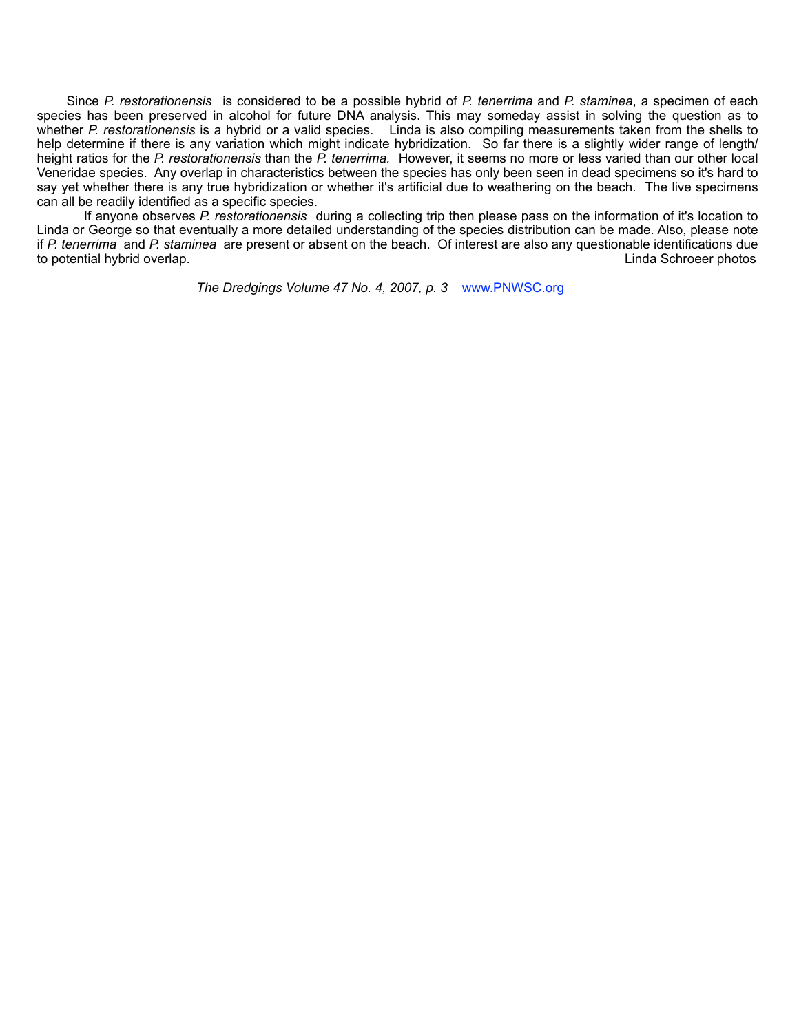Since *P. restorationensis* is considered to be a possible hybrid of *P. tenerrima* and *P. staminea*, a specimen of each species has been preserved in alcohol for future DNA analysis. This may someday assist in solving the question as to whether *P. restorationensis* is a hybrid or a valid species. Linda is also compiling measurements taken from the shells to help determine if there is any variation which might indicate hybridization. So far there is a slightly wider range of length/height ratios for the *P. restorationensis* than the *P. tenerrima.* However, it seems no more or less varied than our other local Veneridae species. Any overlap in characteristics between the species has only been seen in dead specimens so it's hard to say yet whether there is any true hybridization or whether it's artificial due to weathering on the beach. The live specimens can all be readily identified as a specific species.

If anyone observes *P. restorationensis* during a collecting trip then please pass on the information of it's location to Linda or George so that eventually a more detailed understanding of the species distribution can be made. Also, please note if *P. tenerrima* and *P. staminea* are present or absent on the beach. Of interest are also any questionable identifications due to potential hybrid overlap.

Linda Schroeer photos